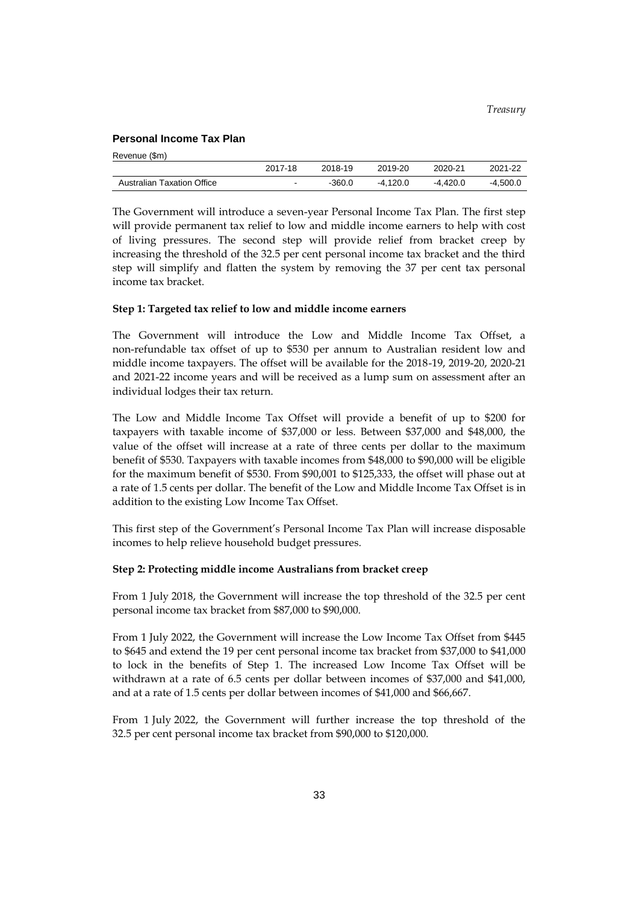### Personal Income Tax Plan

Revenue ($m)

| | 2017-18 | 2018-19 | 2019-20 | 2020-21 | 2021-22 |
|---|---|---|---|---|---|
| Australian Taxation Office | - | -360.0 | -4,120.0 | -4,420.0 | -4,500.0 |

The Government will introduce a seven-year Personal Income Tax Plan. The first step will provide permanent tax relief to low and middle income earners to help with cost of living pressures. The second step will provide relief from bracket creep by increasing the threshold of the 32.5 per cent personal income tax bracket and the third step will simplify and flatten the system by removing the 37 per cent tax personal income tax bracket.

**Step 1: Targeted tax relief to low and middle income earners**

The Government will introduce the Low and Middle Income Tax Offset, a non-refundable tax offset of up to $530 per annum to Australian resident low and middle income taxpayers. The offset will be available for the 2018-19, 2019-20, 2020-21 and 2021-22 income years and will be received as a lump sum on assessment after an individual lodges their tax return.

The Low and Middle Income Tax Offset will provide a benefit of up to $200 for taxpayers with taxable income of $37,000 or less. Between $37,000 and $48,000, the value of the offset will increase at a rate of three cents per dollar to the maximum benefit of $530. Taxpayers with taxable incomes from $48,000 to $90,000 will be eligible for the maximum benefit of $530. From $90,001 to $125,333, the offset will phase out at a rate of 1.5 cents per dollar. The benefit of the Low and Middle Income Tax Offset is in addition to the existing Low Income Tax Offset.

This first step of the Government's Personal Income Tax Plan will increase disposable incomes to help relieve household budget pressures.

**Step 2: Protecting middle income Australians from bracket creep**

From 1 July 2018, the Government will increase the top threshold of the 32.5 per cent personal income tax bracket from $87,000 to $90,000.

From 1 July 2022, the Government will increase the Low Income Tax Offset from $445 to $645 and extend the 19 per cent personal income tax bracket from $37,000 to $41,000 to lock in the benefits of Step 1. The increased Low Income Tax Offset will be withdrawn at a rate of 6.5 cents per dollar between incomes of $37,000 and $41,000, and at a rate of 1.5 cents per dollar between incomes of $41,000 and $66,667.

From 1 July 2022, the Government will further increase the top threshold of the 32.5 per cent personal income tax bracket from $90,000 to $120,000.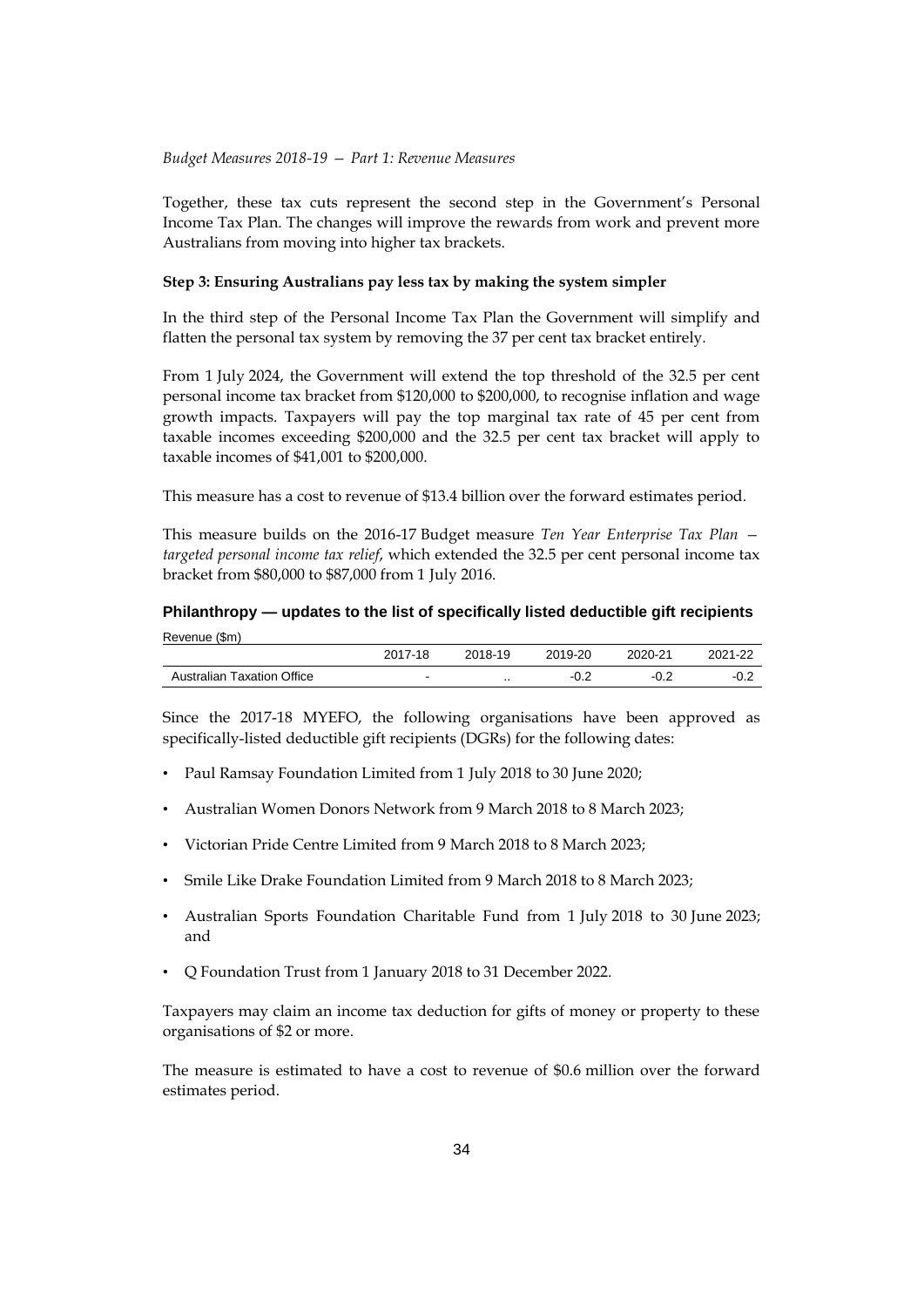Together, these tax cuts represent the second step in the Government's Personal Income Tax Plan. The changes will improve the rewards from work and prevent more Australians from moving into higher tax brackets.

**Step 3: Ensuring Australians pay less tax by making the system simpler**

In the third step of the Personal Income Tax Plan the Government will simplify and flatten the personal tax system by removing the 37 per cent tax bracket entirely.

From 1 July 2024, the Government will extend the top threshold of the 32.5 per cent personal income tax bracket from $120,000 to $200,000, to recognise inflation and wage growth impacts. Taxpayers will pay the top marginal tax rate of 45 per cent from taxable incomes exceeding $200,000 and the 32.5 per cent tax bracket will apply to taxable incomes of $41,001 to $200,000.

This measure has a cost to revenue of $13.4 billion over the forward estimates period.

This measure builds on the 2016-17 Budget measure *Ten Year Enterprise Tax Plan — targeted personal income tax relief*, which extended the 32.5 per cent personal income tax bracket from $80,000 to $87,000 from 1 July 2016.

## Philanthropy — updates to the list of specifically listed deductible gift recipients

Revenue ($m)

| | 2017-18 | 2018-19 | 2019-20 | 2020-21 | 2021-22 |
|---|---|---|---|---|---|
| Australian Taxation Office | - | .. | -0.2 | -0.2 | -0.2 |

Since the 2017-18 MYEFO, the following organisations have been approved as specifically-listed deductible gift recipients (DGRs) for the following dates:

- Paul Ramsay Foundation Limited from 1 July 2018 to 30 June 2020;
- Australian Women Donors Network from 9 March 2018 to 8 March 2023;
- Victorian Pride Centre Limited from 9 March 2018 to 8 March 2023;
- Smile Like Drake Foundation Limited from 9 March 2018 to 8 March 2023;
- Australian Sports Foundation Charitable Fund from 1 July 2018 to 30 June 2023; and
- Q Foundation Trust from 1 January 2018 to 31 December 2022.

Taxpayers may claim an income tax deduction for gifts of money or property to these organisations of $2 or more.

The measure is estimated to have a cost to revenue of $0.6 million over the forward estimates period.